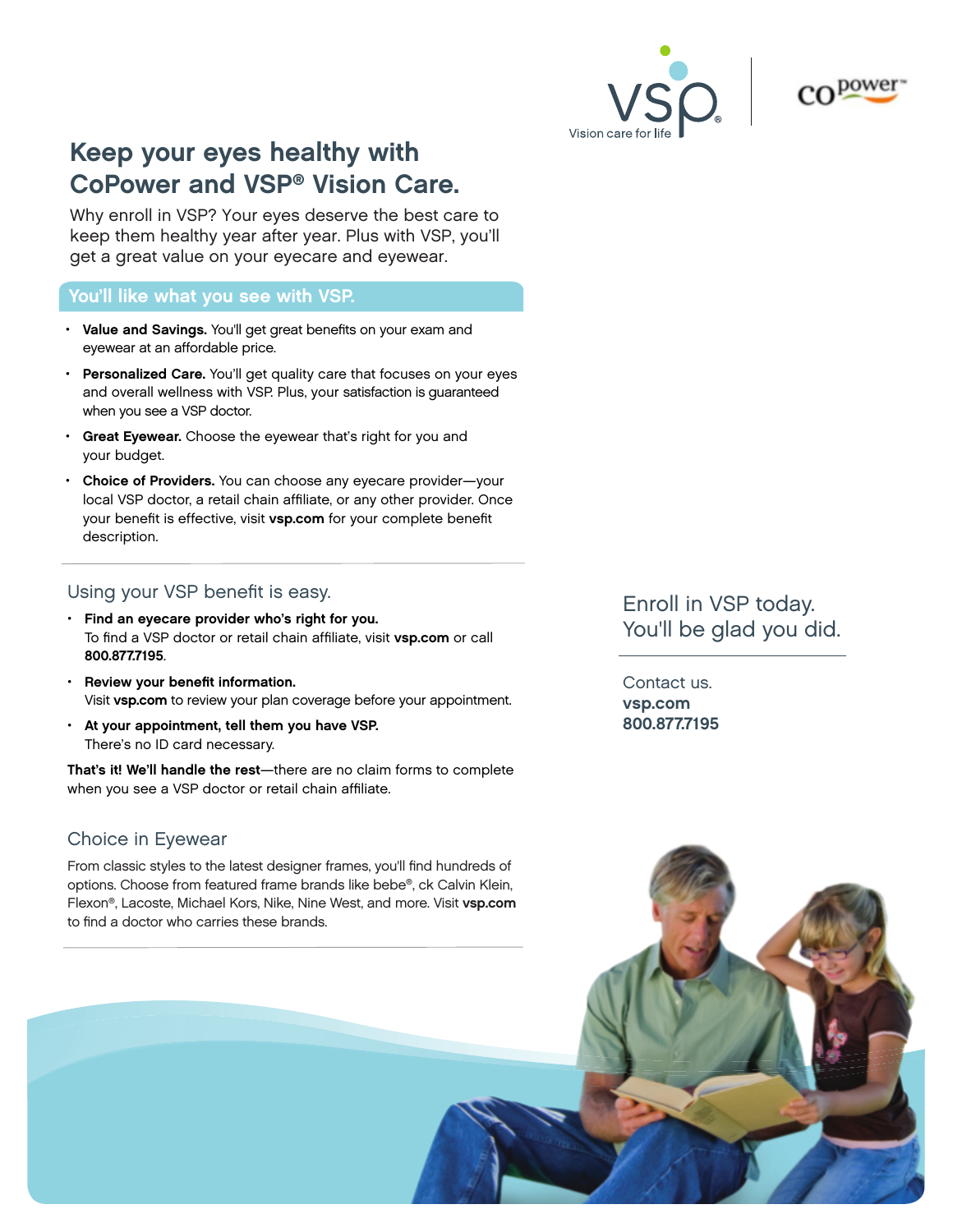# Keep your eyes healthy with CoPower and VSP® Vision Care.

Why enroll in VSP? Your eyes deserve the best care to keep them healthy year after year. Plus with VSP, you'll get a great value on your eyecare and eyewear.

## You'll like what you see with VSP.

- **Value and Savings.** You'll get great benefits on your exam and eyewear at an affordable price.
- **Personalized Care.** You'll get quality care that focuses on your eyes and overall wellness with VSP. Plus, your satisfaction is guaranteed when you see a VSP doctor.
- **Great Eyewear.** Choose the eyewear that's right for you and your budget.
- **Choice of Providers.** You can choose any eyecare provider—your local VSP doctor, a retail chain affiliate, or any other provider. Once your benefit is effective, visit **vsp.com** for your complete benefit description.

## Using your VSP benefit is easy.

- **Find an eyecare provider who's right for you.**
  To find a VSP doctor or retail chain affiliate, visit **vsp.com** or call **800.877.7195**.
- **Review your benefit information.**
  Visit **vsp.com** to review your plan coverage before your appointment.
- **At your appointment, tell them you have VSP.**
  There's no ID card necessary.

**That's it! We'll handle the rest**—there are no claim forms to complete when you see a VSP doctor or retail chain affiliate.

## Choice in Eyewear

From classic styles to the latest designer frames, you'll find hundreds of options. Choose from featured frame brands like bebe®, ck Calvin Klein, Flexon®, Lacoste, Michael Kors, Nike, Nine West, and more. Visit **vsp.com** to find a doctor who carries these brands.

## Enroll in VSP today. You'll be glad you did.

Contact us.
**vsp.com**
**800.877.7195**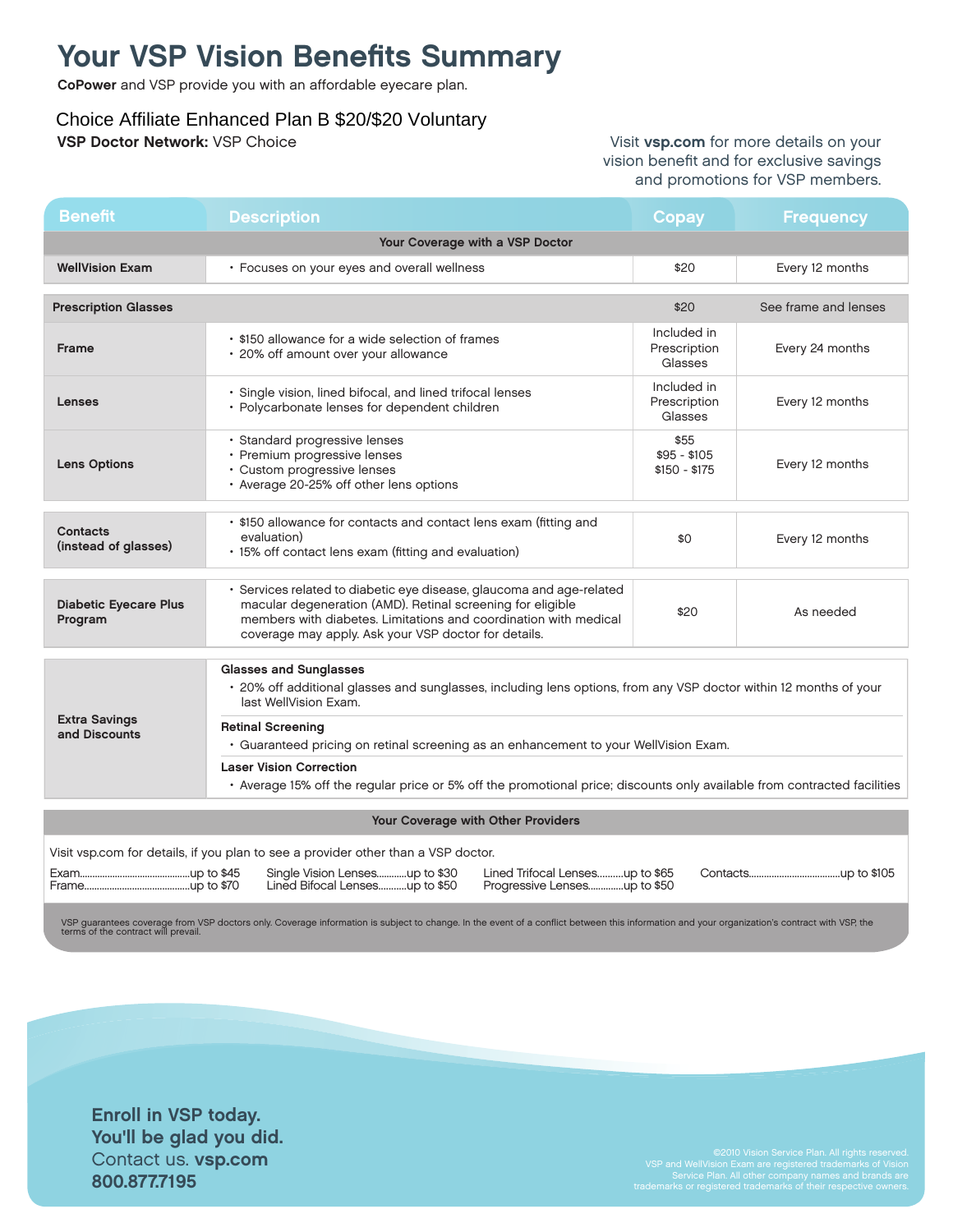# Your VSP Vision Benefits Summary

**CoPower** and VSP provide you with an affordable eyecare plan.

## Choice Affiliate Enhanced Plan B $20/$20 Voluntary

**VSP Doctor Network:** VSP Choice

Visit **vsp.com** for more details on your vision benefit and for exclusive savings and promotions for VSP members.

| Benefit | Description | Copay | Frequency |
|---|---|---|---|
| **Your Coverage with a VSP Doctor** | | | |
| **WellVision Exam** | • Focuses on your eyes and overall wellness | $20 | Every 12 months |
| **Prescription Glasses** | | $20 | See frame and lenses |
| **Frame** | • $150 allowance for a wide selection of frames<br>• 20% off amount over your allowance | Included in Prescription Glasses | Every 24 months |
| **Lenses** | • Single vision, lined bifocal, and lined trifocal lenses<br>• Polycarbonate lenses for dependent children | Included in Prescription Glasses | Every 12 months |
| **Lens Options** | • Standard progressive lenses<br>• Premium progressive lenses<br>• Custom progressive lenses<br>• Average 20-25% off other lens options | $55<br>$95 - $105<br>$150 - $175 | Every 12 months |
| **Contacts (instead of glasses)** | • $150 allowance for contacts and contact lens exam (fitting and evaluation)<br>• 15% off contact lens exam (fitting and evaluation) | $0 | Every 12 months |
| **Diabetic Eyecare Plus Program** | • Services related to diabetic eye disease, glaucoma and age-related macular degeneration (AMD). Retinal screening for eligible members with diabetes. Limitations and coordination with medical coverage may apply. Ask your VSP doctor for details. | $20 | As needed |
| **Extra Savings and Discounts** | **Glasses and Sunglasses**<br>• 20% off additional glasses and sunglasses, including lens options, from any VSP doctor within 12 months of your last WellVision Exam.<br>**Retinal Screening**<br>• Guaranteed pricing on retinal screening as an enhancement to your WellVision Exam.<br>**Laser Vision Correction**<br>• Average 15% off the regular price or 5% off the promotional price; discounts only available from contracted facilities | | |

### Your Coverage with Other Providers

Visit vsp.com for details, if you plan to see a provider other than a VSP doctor.

| | | | |
|---|---|---|---|
| Exam....up to $45 | Single Vision Lenses....up to $30 | Lined Trifocal Lenses....up to $65 | Contacts....up to $105 |
| Frame....up to $70 | Lined Bifocal Lenses....up to $50 | Progressive Lenses....up to $50 | |

VSP guarantees coverage from VSP doctors only. Coverage information is subject to change. In the event of a conflict between this information and your organization's contract with VSP, the terms of the contract will prevail.

**Enroll in VSP today.**
**You'll be glad you did.**
Contact us. **vsp.com**
**800.877.7195**

©2010 Vision Service Plan. All rights reserved.
VSP and WellVision Exam are registered trademarks of Vision Service Plan. All other company names and brands are trademarks or registered trademarks of their respective owners.